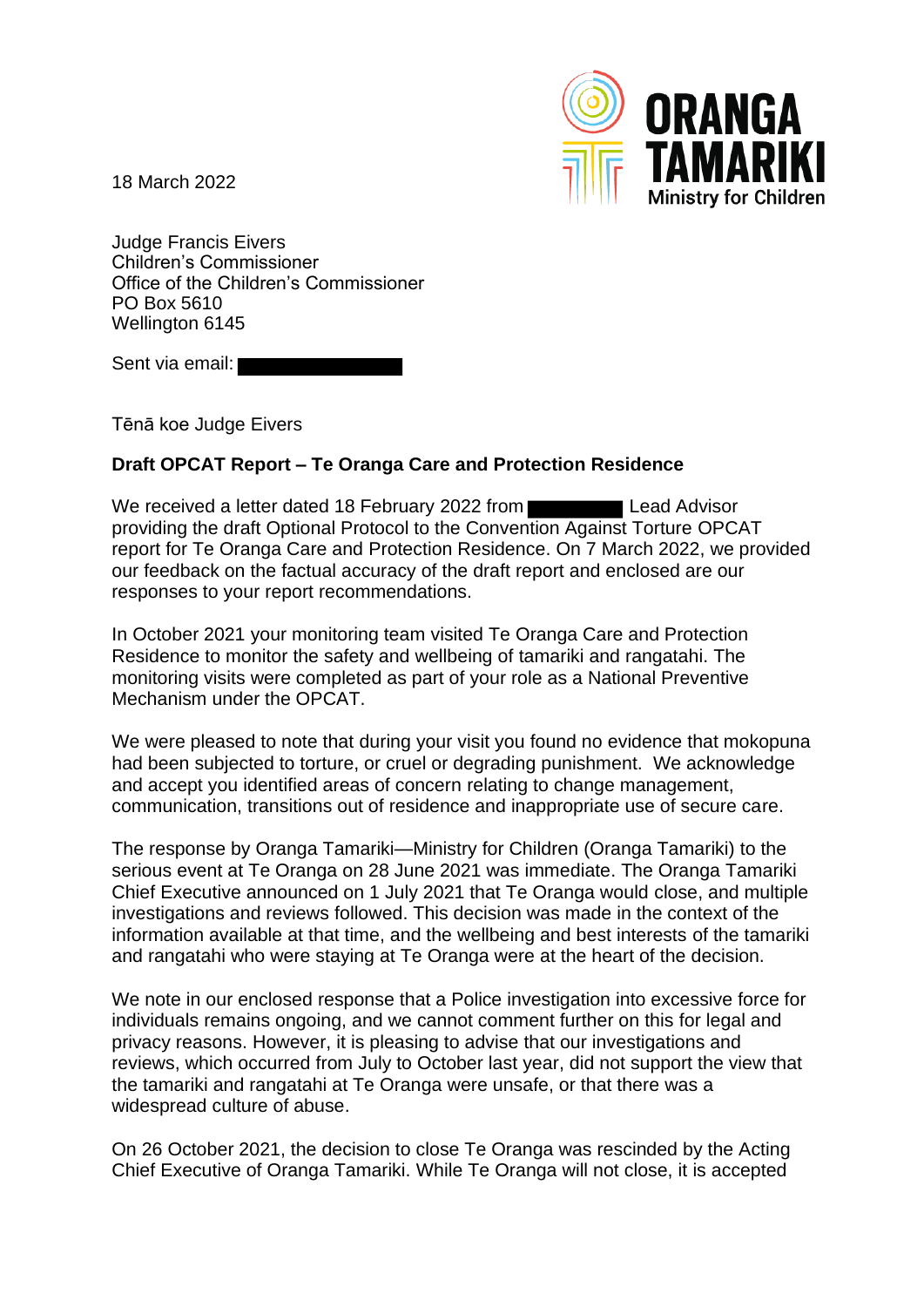18 March 2022

Judge Francis Eivers
Children's Commissioner
Office of the Children's Commissioner
PO Box 5610
Wellington 6145

Sent via email: ██████████

Tēnā koe Judge Eivers

**Draft OPCAT Report – Te Oranga Care and Protection Residence**

We received a letter dated 18 February 2022 from ████████ Lead Advisor providing the draft Optional Protocol to the Convention Against Torture OPCAT report for Te Oranga Care and Protection Residence. On 7 March 2022, we provided our feedback on the factual accuracy of the draft report and enclosed are our responses to your report recommendations.

In October 2021 your monitoring team visited Te Oranga Care and Protection Residence to monitor the safety and wellbeing of tamariki and rangatahi. The monitoring visits were completed as part of your role as a National Preventive Mechanism under the OPCAT.

We were pleased to note that during your visit you found no evidence that mokopuna had been subjected to torture, or cruel or degrading punishment. We acknowledge and accept you identified areas of concern relating to change management, communication, transitions out of residence and inappropriate use of secure care.

The response by Oranga Tamariki—Ministry for Children (Oranga Tamariki) to the serious event at Te Oranga on 28 June 2021 was immediate. The Oranga Tamariki Chief Executive announced on 1 July 2021 that Te Oranga would close, and multiple investigations and reviews followed. This decision was made in the context of the information available at that time, and the wellbeing and best interests of the tamariki and rangatahi who were staying at Te Oranga were at the heart of the decision.

We note in our enclosed response that a Police investigation into excessive force for individuals remains ongoing, and we cannot comment further on this for legal and privacy reasons. However, it is pleasing to advise that our investigations and reviews, which occurred from July to October last year, did not support the view that the tamariki and rangatahi at Te Oranga were unsafe, or that there was a widespread culture of abuse.

On 26 October 2021, the decision to close Te Oranga was rescinded by the Acting Chief Executive of Oranga Tamariki. While Te Oranga will not close, it is accepted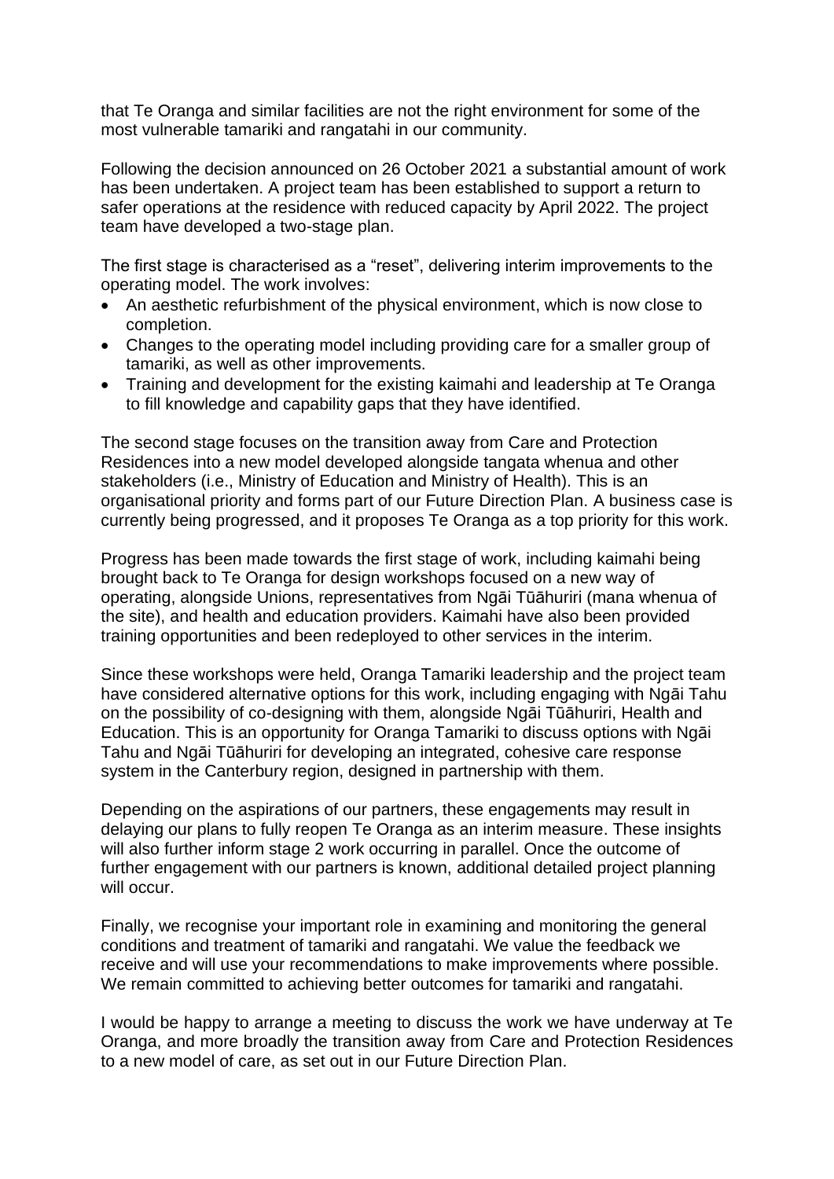that Te Oranga and similar facilities are not the right environment for some of the most vulnerable tamariki and rangatahi in our community.

Following the decision announced on 26 October 2021 a substantial amount of work has been undertaken. A project team has been established to support a return to safer operations at the residence with reduced capacity by April 2022. The project team have developed a two-stage plan.

The first stage is characterised as a "reset", delivering interim improvements to the operating model. The work involves:

- An aesthetic refurbishment of the physical environment, which is now close to completion.
- Changes to the operating model including providing care for a smaller group of tamariki, as well as other improvements.
- Training and development for the existing kaimahi and leadership at Te Oranga to fill knowledge and capability gaps that they have identified.

The second stage focuses on the transition away from Care and Protection Residences into a new model developed alongside tangata whenua and other stakeholders (i.e., Ministry of Education and Ministry of Health). This is an organisational priority and forms part of our Future Direction Plan. A business case is currently being progressed, and it proposes Te Oranga as a top priority for this work.

Progress has been made towards the first stage of work, including kaimahi being brought back to Te Oranga for design workshops focused on a new way of operating, alongside Unions, representatives from Ngāi Tūāhuriri (mana whenua of the site), and health and education providers. Kaimahi have also been provided training opportunities and been redeployed to other services in the interim.

Since these workshops were held, Oranga Tamariki leadership and the project team have considered alternative options for this work, including engaging with Ngāi Tahu on the possibility of co-designing with them, alongside Ngāi Tūāhuriri, Health and Education. This is an opportunity for Oranga Tamariki to discuss options with Ngāi Tahu and Ngāi Tūāhuriri for developing an integrated, cohesive care response system in the Canterbury region, designed in partnership with them.

Depending on the aspirations of our partners, these engagements may result in delaying our plans to fully reopen Te Oranga as an interim measure. These insights will also further inform stage 2 work occurring in parallel. Once the outcome of further engagement with our partners is known, additional detailed project planning will occur.

Finally, we recognise your important role in examining and monitoring the general conditions and treatment of tamariki and rangatahi. We value the feedback we receive and will use your recommendations to make improvements where possible. We remain committed to achieving better outcomes for tamariki and rangatahi.

I would be happy to arrange a meeting to discuss the work we have underway at Te Oranga, and more broadly the transition away from Care and Protection Residences to a new model of care, as set out in our Future Direction Plan.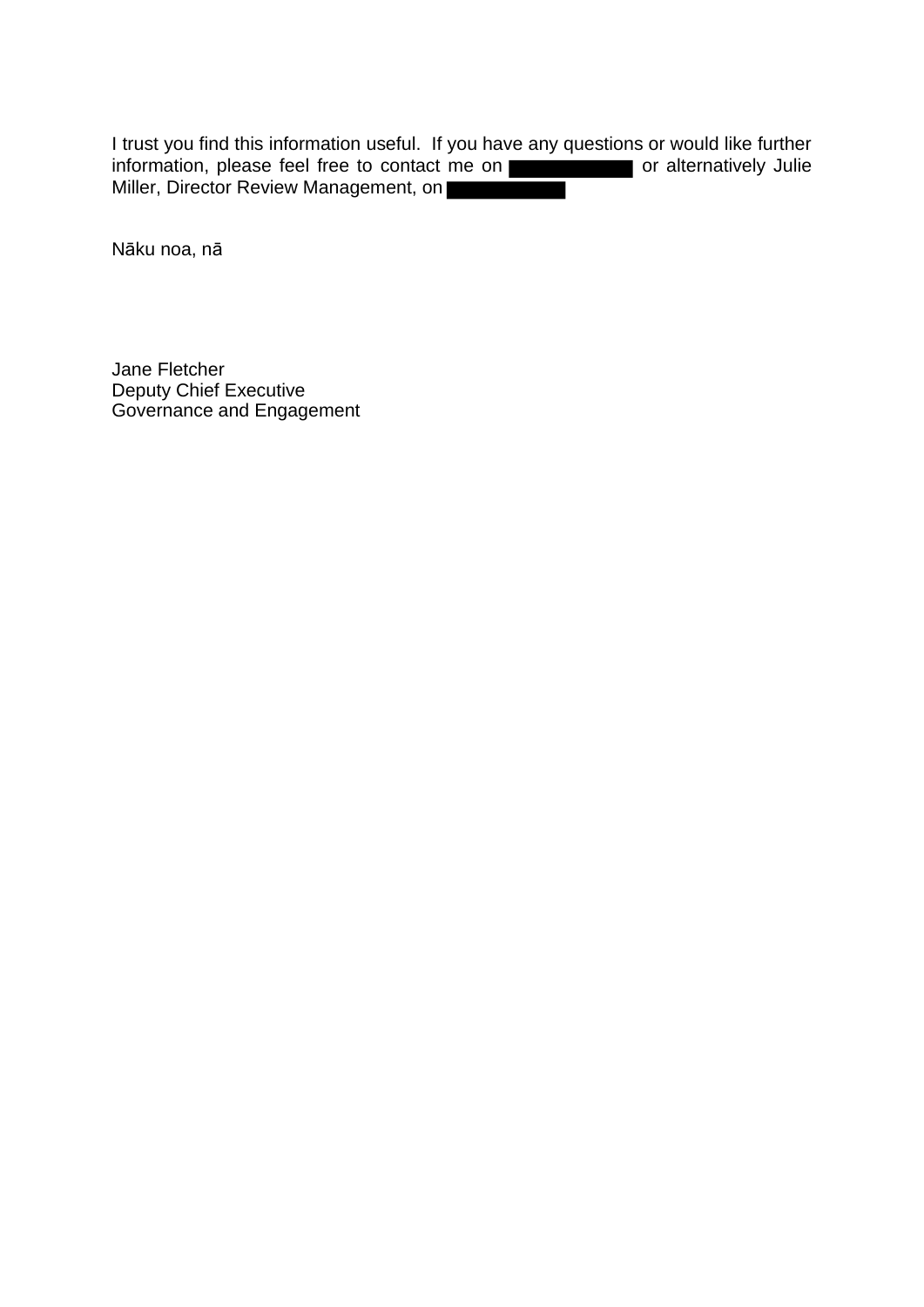I trust you find this information useful. If you have any questions or would like further information, please feel free to contact me on [redacted] or alternatively Julie Miller, Director Review Management, on [redacted]

Nāku noa, nā

Jane Fletcher
Deputy Chief Executive
Governance and Engagement